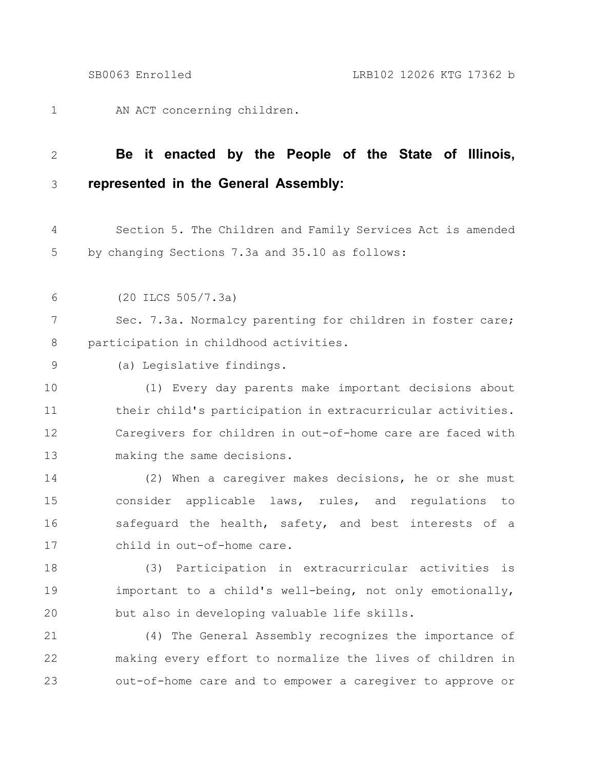AN ACT concerning children.

**Be it enacted by the People of the State of Illinois, represented in the General Assembly:**

Section 5. The Children and Family Services Act is amended by changing Sections 7.3a and 35.10 as follows:

(20 ILCS 505/7.3a)

Sec. 7.3a. Normalcy parenting for children in foster care; participation in childhood activities.

(a) Legislative findings.

(1) Every day parents make important decisions about their child's participation in extracurricular activities. Caregivers for children in out-of-home care are faced with making the same decisions.

(2) When a caregiver makes decisions, he or she must consider applicable laws, rules, and regulations to safeguard the health, safety, and best interests of a child in out-of-home care.

(3) Participation in extracurricular activities is important to a child's well-being, not only emotionally, but also in developing valuable life skills.

(4) The General Assembly recognizes the importance of making every effort to normalize the lives of children in out-of-home care and to empower a caregiver to approve or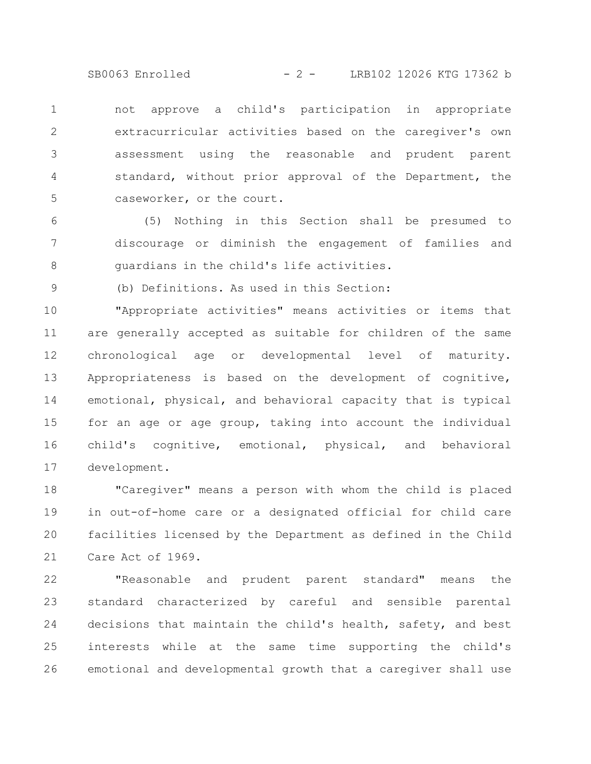not approve a child's participation in appropriate extracurricular activities based on the caregiver's own assessment using the reasonable and prudent parent standard, without prior approval of the Department, the caseworker, or the court.

(5) Nothing in this Section shall be presumed to discourage or diminish the engagement of families and guardians in the child's life activities.

(b) Definitions. As used in this Section:

"Appropriate activities" means activities or items that are generally accepted as suitable for children of the same chronological age or developmental level of maturity. Appropriateness is based on the development of cognitive, emotional, physical, and behavioral capacity that is typical for an age or age group, taking into account the individual child's cognitive, emotional, physical, and behavioral development.

"Caregiver" means a person with whom the child is placed in out-of-home care or a designated official for child care facilities licensed by the Department as defined in the Child Care Act of 1969.

"Reasonable and prudent parent standard" means the standard characterized by careful and sensible parental decisions that maintain the child's health, safety, and best interests while at the same time supporting the child's emotional and developmental growth that a caregiver shall use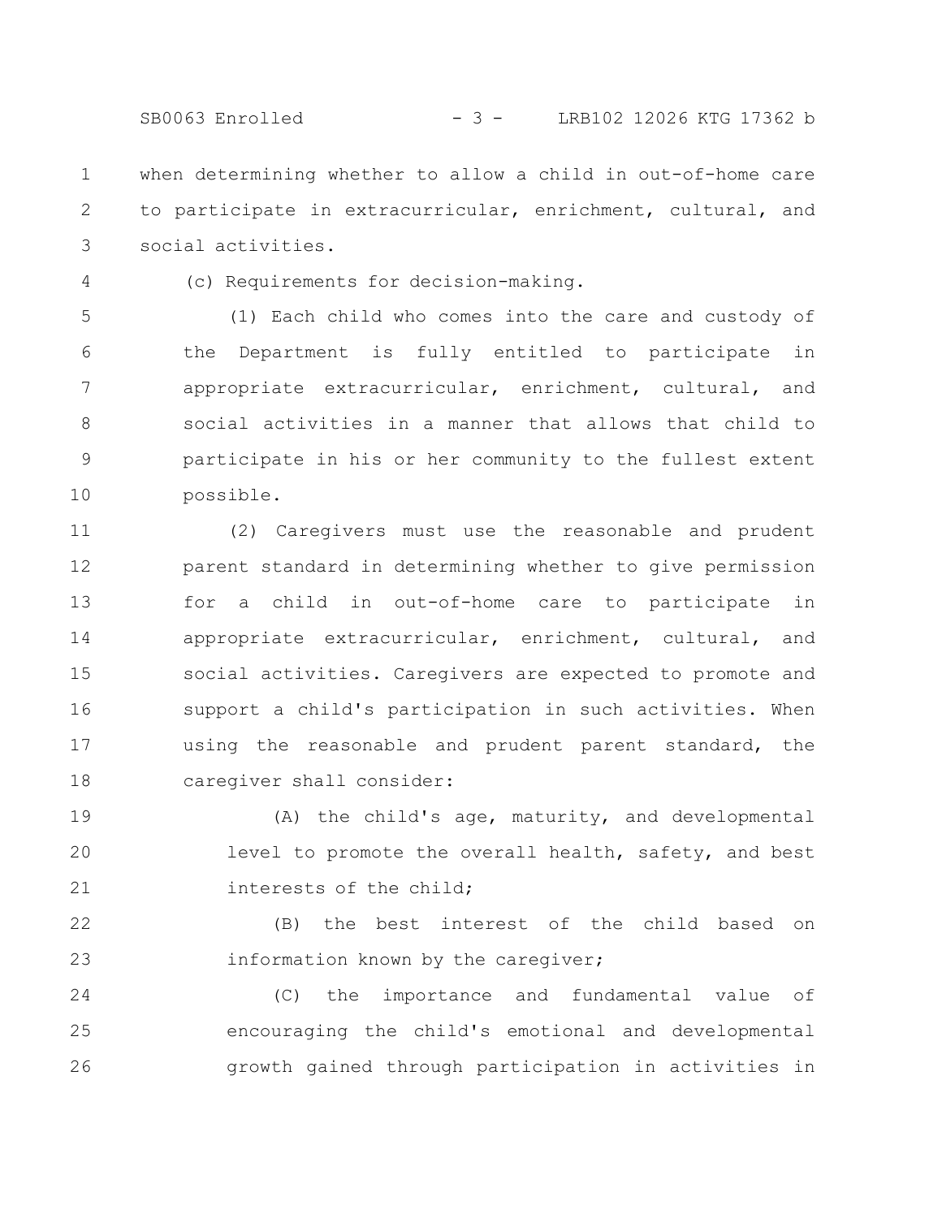when determining whether to allow a child in out-of-home care to participate in extracurricular, enrichment, cultural, and social activities.

(c) Requirements for decision-making.

(1) Each child who comes into the care and custody of the Department is fully entitled to participate in appropriate extracurricular, enrichment, cultural, and social activities in a manner that allows that child to participate in his or her community to the fullest extent possible.

(2) Caregivers must use the reasonable and prudent parent standard in determining whether to give permission for a child in out-of-home care to participate in appropriate extracurricular, enrichment, cultural, and social activities. Caregivers are expected to promote and support a child's participation in such activities. When using the reasonable and prudent parent standard, the caregiver shall consider:

(A) the child's age, maturity, and developmental level to promote the overall health, safety, and best interests of the child;

(B) the best interest of the child based on information known by the caregiver;

(C) the importance and fundamental value of encouraging the child's emotional and developmental growth gained through participation in activities in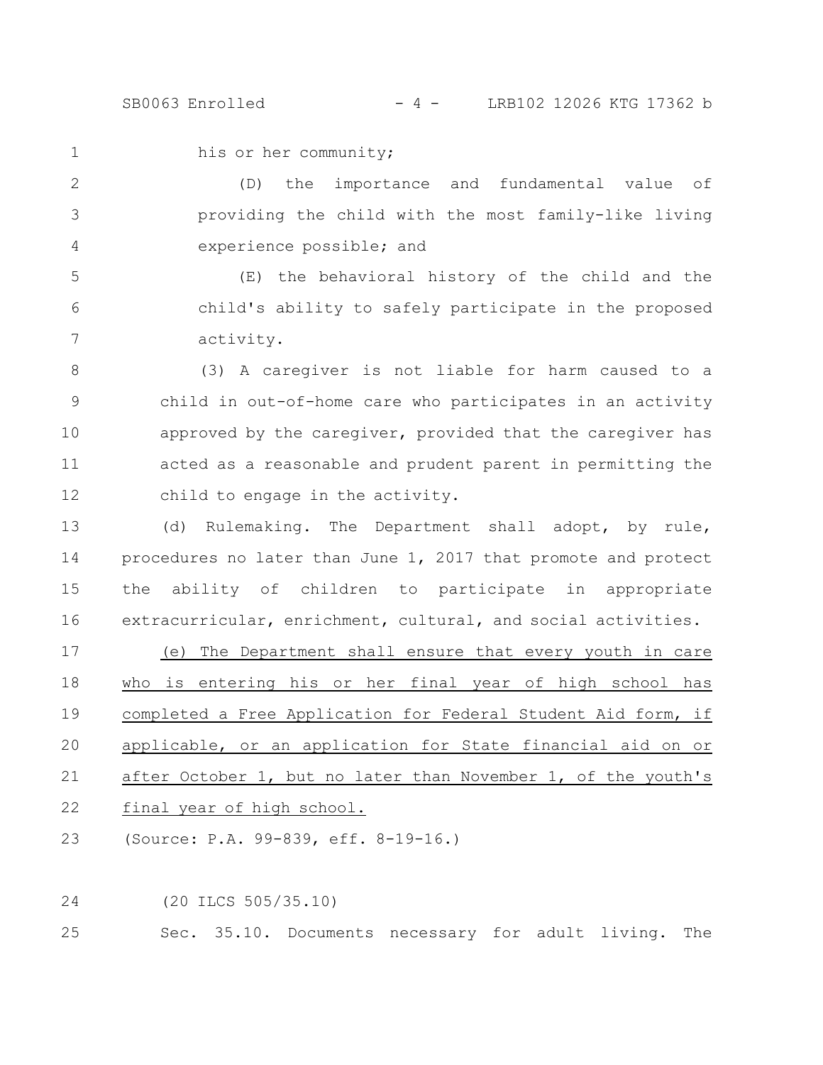his or her community;

(D) the importance and fundamental value of providing the child with the most family-like living experience possible; and

(E) the behavioral history of the child and the child's ability to safely participate in the proposed activity.

(3) A caregiver is not liable for harm caused to a child in out-of-home care who participates in an activity approved by the caregiver, provided that the caregiver has acted as a reasonable and prudent parent in permitting the child to engage in the activity.

(d) Rulemaking. The Department shall adopt, by rule, procedures no later than June 1, 2017 that promote and protect the ability of children to participate in appropriate extracurricular, enrichment, cultural, and social activities.

(e) The Department shall ensure that every youth in care who is entering his or her final year of high school has completed a Free Application for Federal Student Aid form, if applicable, or an application for State financial aid on or after October 1, but no later than November 1, of the youth's final year of high school.

(Source: P.A. 99-839, eff. 8-19-16.)

(20 ILCS 505/35.10)

Sec. 35.10. Documents necessary for adult living. The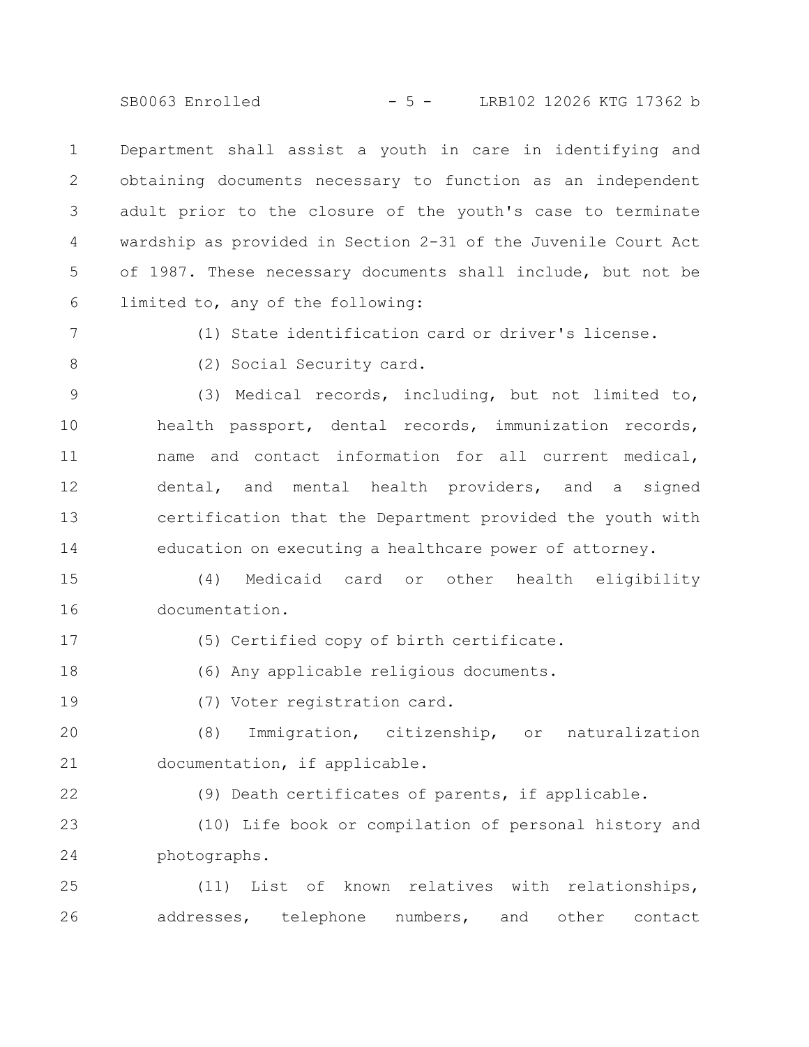Department shall assist a youth in care in identifying and obtaining documents necessary to function as an independent adult prior to the closure of the youth's case to terminate wardship as provided in Section 2-31 of the Juvenile Court Act of 1987. These necessary documents shall include, but not be limited to, any of the following:

(1) State identification card or driver's license.

(2) Social Security card.

(3) Medical records, including, but not limited to, health passport, dental records, immunization records, name and contact information for all current medical, dental, and mental health providers, and a signed certification that the Department provided the youth with education on executing a healthcare power of attorney.

(4) Medicaid card or other health eligibility documentation.

(5) Certified copy of birth certificate.

(6) Any applicable religious documents.

(7) Voter registration card.

(8) Immigration, citizenship, or naturalization documentation, if applicable.

(9) Death certificates of parents, if applicable.

(10) Life book or compilation of personal history and photographs.

(11) List of known relatives with relationships, addresses, telephone numbers, and other contact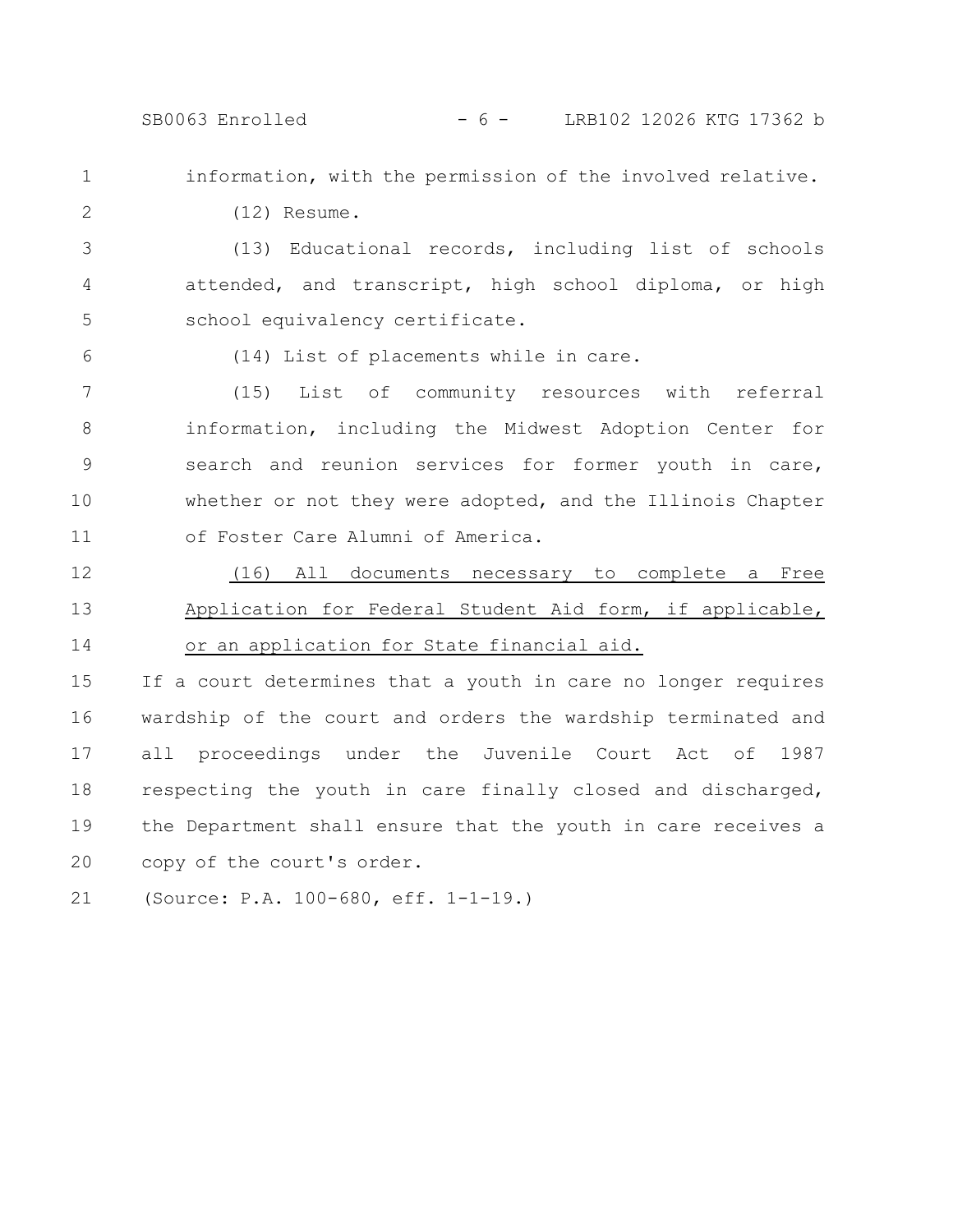information, with the permission of the involved relative.

(12) Resume.

(13) Educational records, including list of schools attended, and transcript, high school diploma, or high school equivalency certificate.

(14) List of placements while in care.

(15) List of community resources with referral information, including the Midwest Adoption Center for search and reunion services for former youth in care, whether or not they were adopted, and the Illinois Chapter of Foster Care Alumni of America.

<u>(16) All documents necessary to complete a Free Application for Federal Student Aid form, if applicable, or an application for State financial aid.</u>

If a court determines that a youth in care no longer requires wardship of the court and orders the wardship terminated and all proceedings under the Juvenile Court Act of 1987 respecting the youth in care finally closed and discharged, the Department shall ensure that the youth in care receives a copy of the court's order.

(Source: P.A. 100-680, eff. 1-1-19.)